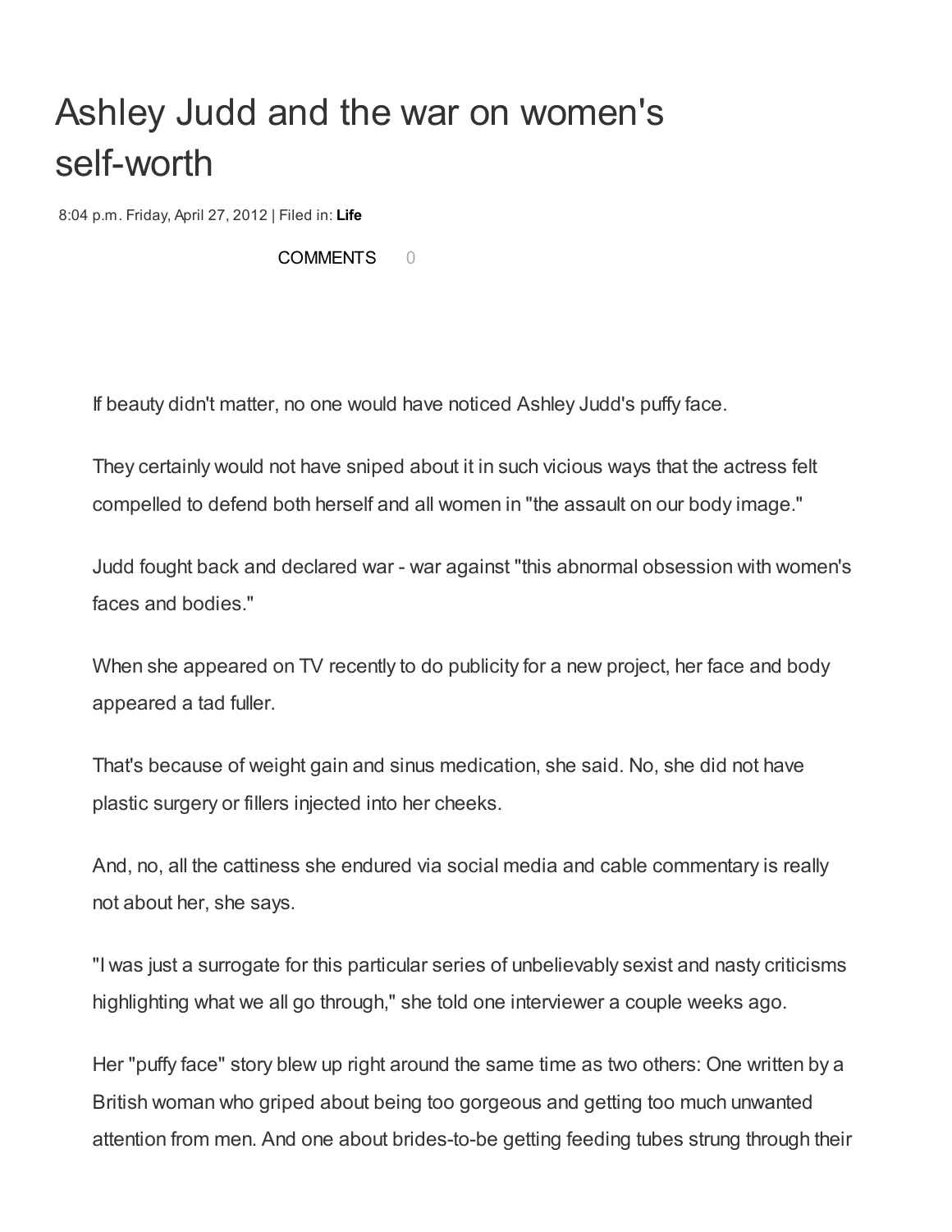# Ashley Judd and the war on women's self-worth

8:04 p.m. Friday, April 27, 2012 | Filed in: **Life**

COMMENTS 0

If beauty didn't matter, no one would have noticed Ashley Judd's puffy face.

They certainly would not have sniped about it in such vicious ways that the actress felt compelled to defend both herself and all women in "the assault on our body image."

Judd fought back and declared war - war against "this abnormal obsession with women's faces and bodies."

When she appeared on TV recently to do publicity for a new project, her face and body appeared a tad fuller.

That's because of weight gain and sinus medication, she said. No, she did not have plastic surgery or fillers injected into her cheeks.

And, no, all the cattiness she endured via social media and cable commentary is really not about her, she says.

"I was just a surrogate for this particular series of unbelievably sexist and nasty criticisms highlighting what we all go through," she told one interviewer a couple weeks ago.

Her "puffy face" story blew up right around the same time as two others: One written by a British woman who griped about being too gorgeous and getting too much unwanted attention from men. And one about brides-to-be getting feeding tubes strung through their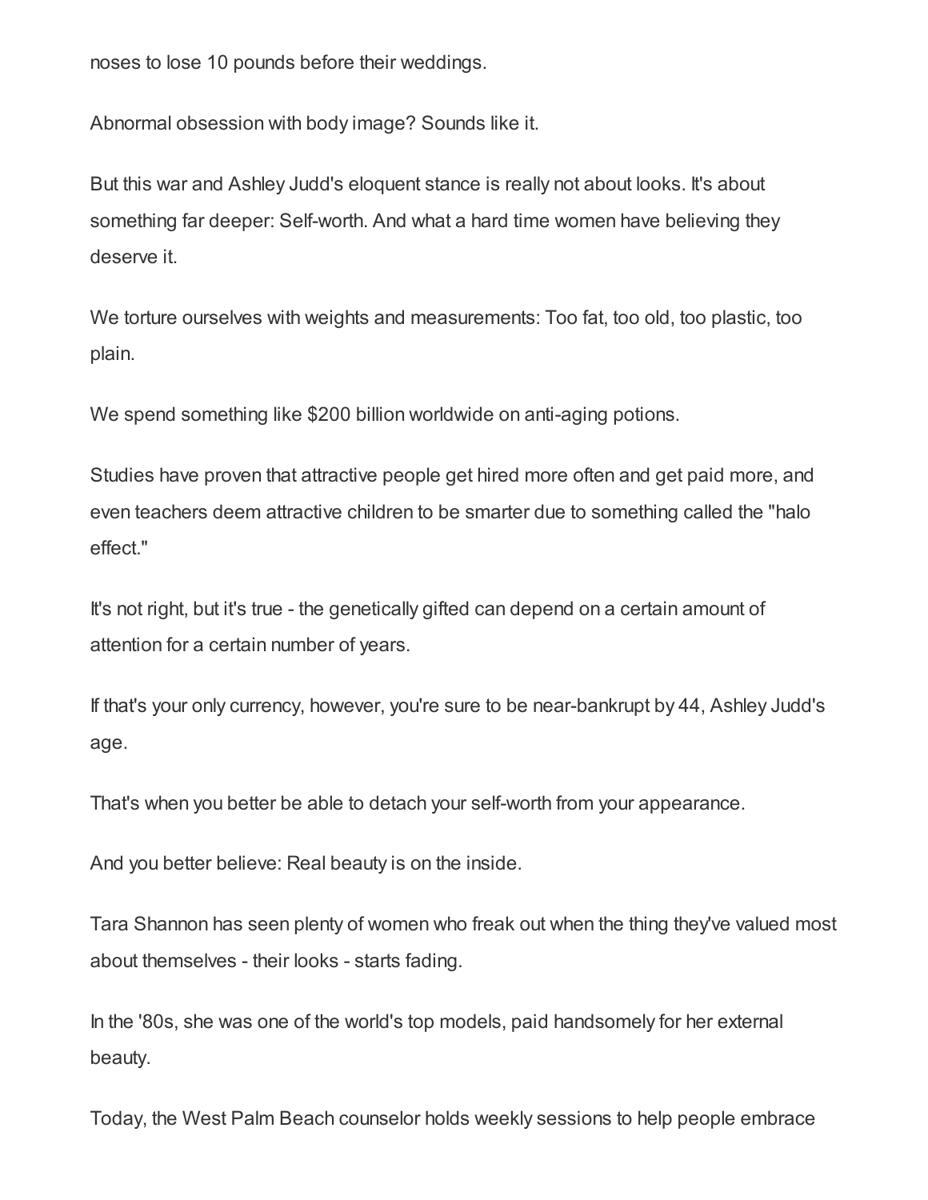noses to lose 10 pounds before their weddings.

Abnormal obsession with body image? Sounds like it.

But this war and Ashley Judd's eloquent stance is really not about looks. It's about something far deeper: Self-worth. And what a hard time women have believing they deserve it.

We torture ourselves with weights and measurements: Too fat, too old, too plastic, too plain.

We spend something like $200 billion worldwide on anti-aging potions.

Studies have proven that attractive people get hired more often and get paid more, and even teachers deem attractive children to be smarter due to something called the "halo effect."

It's not right, but it's true - the genetically gifted can depend on a certain amount of attention for a certain number of years.

If that's your only currency, however, you're sure to be near-bankrupt by 44, Ashley Judd's age.

That's when you better be able to detach your self-worth from your appearance.

And you better believe: Real beauty is on the inside.

Tara Shannon has seen plenty of women who freak out when the thing they've valued most about themselves - their looks - starts fading.

In the '80s, she was one of the world's top models, paid handsomely for her external beauty.

Today, the West Palm Beach counselor holds weekly sessions to help people embrace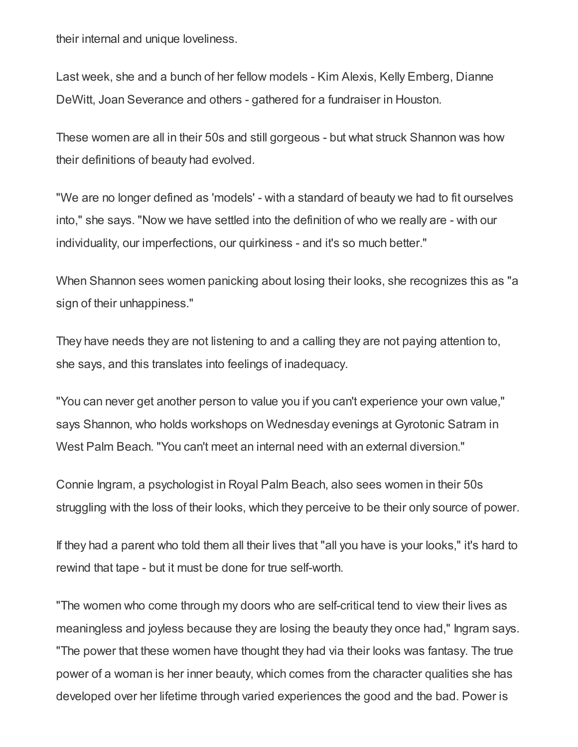their internal and unique loveliness.

Last week, she and a bunch of her fellow models - Kim Alexis, Kelly Emberg, Dianne DeWitt, Joan Severance and others - gathered for a fundraiser in Houston.

These women are all in their 50s and still gorgeous - but what struck Shannon was how their definitions of beauty had evolved.

"We are no longer defined as 'models' - with a standard of beauty we had to fit ourselves into," she says. "Now we have settled into the definition of who we really are - with our individuality, our imperfections, our quirkiness - and it's so much better."

When Shannon sees women panicking about losing their looks, she recognizes this as "a sign of their unhappiness."

They have needs they are not listening to and a calling they are not paying attention to, she says, and this translates into feelings of inadequacy.

"You can never get another person to value you if you can't experience your own value," says Shannon, who holds workshops on Wednesday evenings at Gyrotonic Satram in West Palm Beach. "You can't meet an internal need with an external diversion."

Connie Ingram, a psychologist in Royal Palm Beach, also sees women in their 50s struggling with the loss of their looks, which they perceive to be their only source of power.

If they had a parent who told them all their lives that "all you have is your looks," it's hard to rewind that tape - but it must be done for true self-worth.

"The women who come through my doors who are self-critical tend to view their lives as meaningless and joyless because they are losing the beauty they once had," Ingram says. "The power that these women have thought they had via their looks was fantasy. The true power of a woman is her inner beauty, which comes from the character qualities she has developed over her lifetime through varied experiences the good and the bad. Power is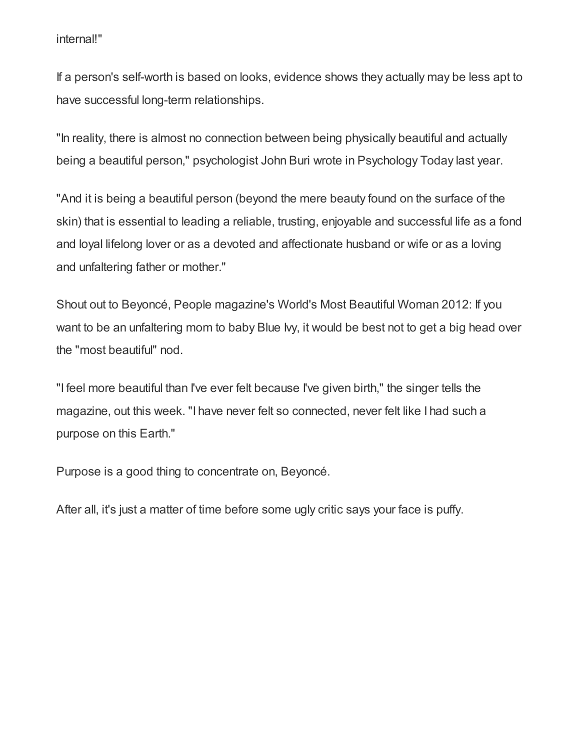internal!"

If a person's self-worth is based on looks, evidence shows they actually may be less apt to have successful long-term relationships.

"In reality, there is almost no connection between being physically beautiful and actually being a beautiful person," psychologist John Buri wrote in Psychology Today last year.

"And it is being a beautiful person (beyond the mere beauty found on the surface of the skin) that is essential to leading a reliable, trusting, enjoyable and successful life as a fond and loyal lifelong lover or as a devoted and affectionate husband or wife or as a loving and unfaltering father or mother."

Shout out to Beyoncé, People magazine's World's Most Beautiful Woman 2012: If you want to be an unfaltering mom to baby Blue Ivy, it would be best not to get a big head over the "most beautiful" nod.

"I feel more beautiful than I've ever felt because I've given birth," the singer tells the magazine, out this week. "I have never felt so connected, never felt like I had such a purpose on this Earth."

Purpose is a good thing to concentrate on, Beyoncé.

After all, it's just a matter of time before some ugly critic says your face is puffy.